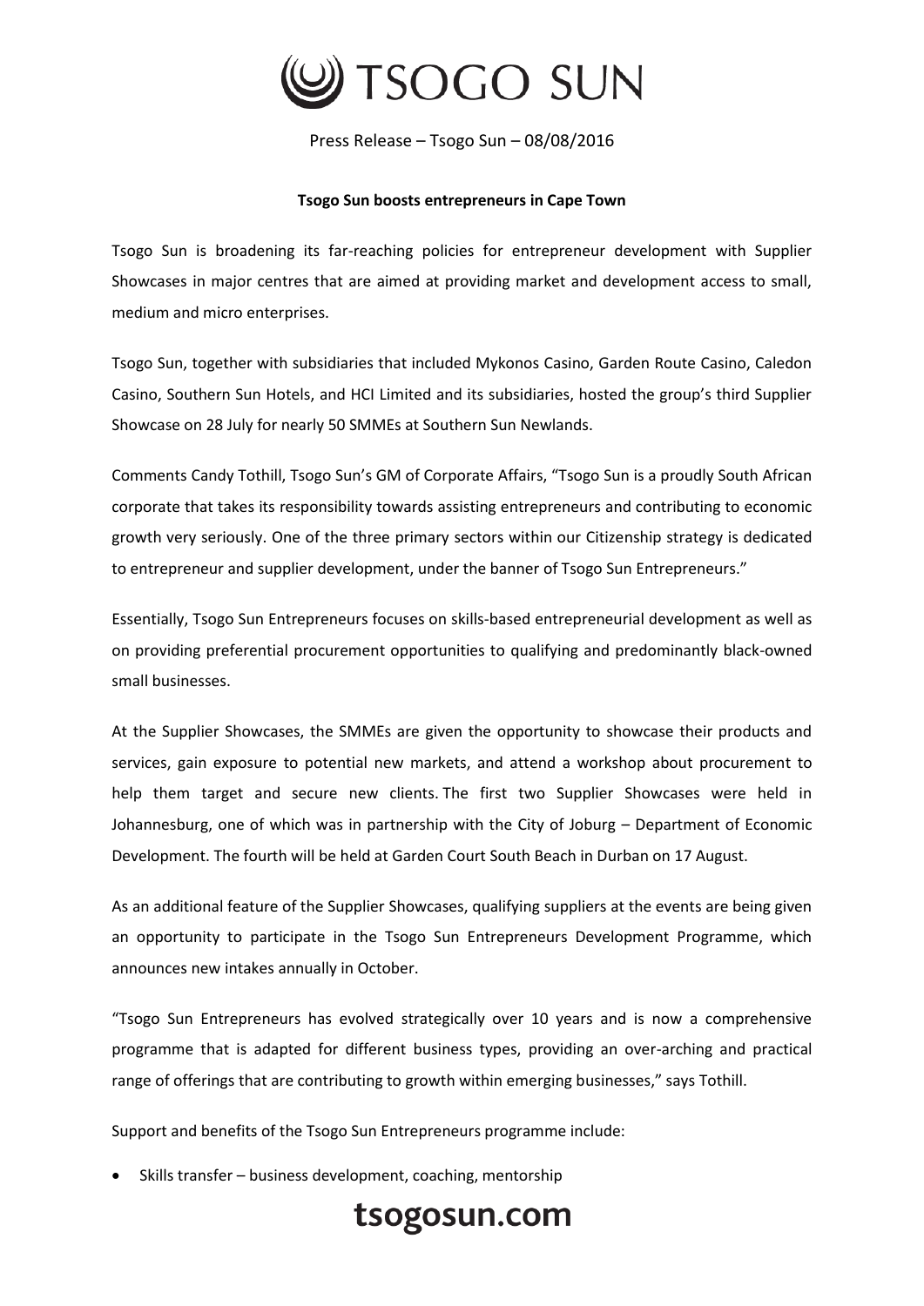# TSOGO SUN

Press Release – Tsogo Sun – 08/08/2016

**Tsogo Sun boosts entrepreneurs in Cape Town**

Tsogo Sun is broadening its far-reaching policies for entrepreneur development with Supplier Showcases in major centres that are aimed at providing market and development access to small, medium and micro enterprises.

Tsogo Sun, together with subsidiaries that included Mykonos Casino, Garden Route Casino, Caledon Casino, Southern Sun Hotels, and HCI Limited and its subsidiaries, hosted the group's third Supplier Showcase on 28 July for nearly 50 SMMEs at Southern Sun Newlands.

Comments Candy Tothill, Tsogo Sun's GM of Corporate Affairs, "Tsogo Sun is a proudly South African corporate that takes its responsibility towards assisting entrepreneurs and contributing to economic growth very seriously. One of the three primary sectors within our Citizenship strategy is dedicated to entrepreneur and supplier development, under the banner of Tsogo Sun Entrepreneurs."

Essentially, Tsogo Sun Entrepreneurs focuses on skills-based entrepreneurial development as well as on providing preferential procurement opportunities to qualifying and predominantly black-owned small businesses.

At the Supplier Showcases, the SMMEs are given the opportunity to showcase their products and services, gain exposure to potential new markets, and attend a workshop about procurement to help them target and secure new clients. The first two Supplier Showcases were held in Johannesburg, one of which was in partnership with the City of Joburg – Department of Economic Development. The fourth will be held at Garden Court South Beach in Durban on 17 August.

As an additional feature of the Supplier Showcases, qualifying suppliers at the events are being given an opportunity to participate in the Tsogo Sun Entrepreneurs Development Programme, which announces new intakes annually in October.

"Tsogo Sun Entrepreneurs has evolved strategically over 10 years and is now a comprehensive programme that is adapted for different business types, providing an over-arching and practical range of offerings that are contributing to growth within emerging businesses," says Tothill.

Support and benefits of the Tsogo Sun Entrepreneurs programme include:

- Skills transfer – business development, coaching, mentorship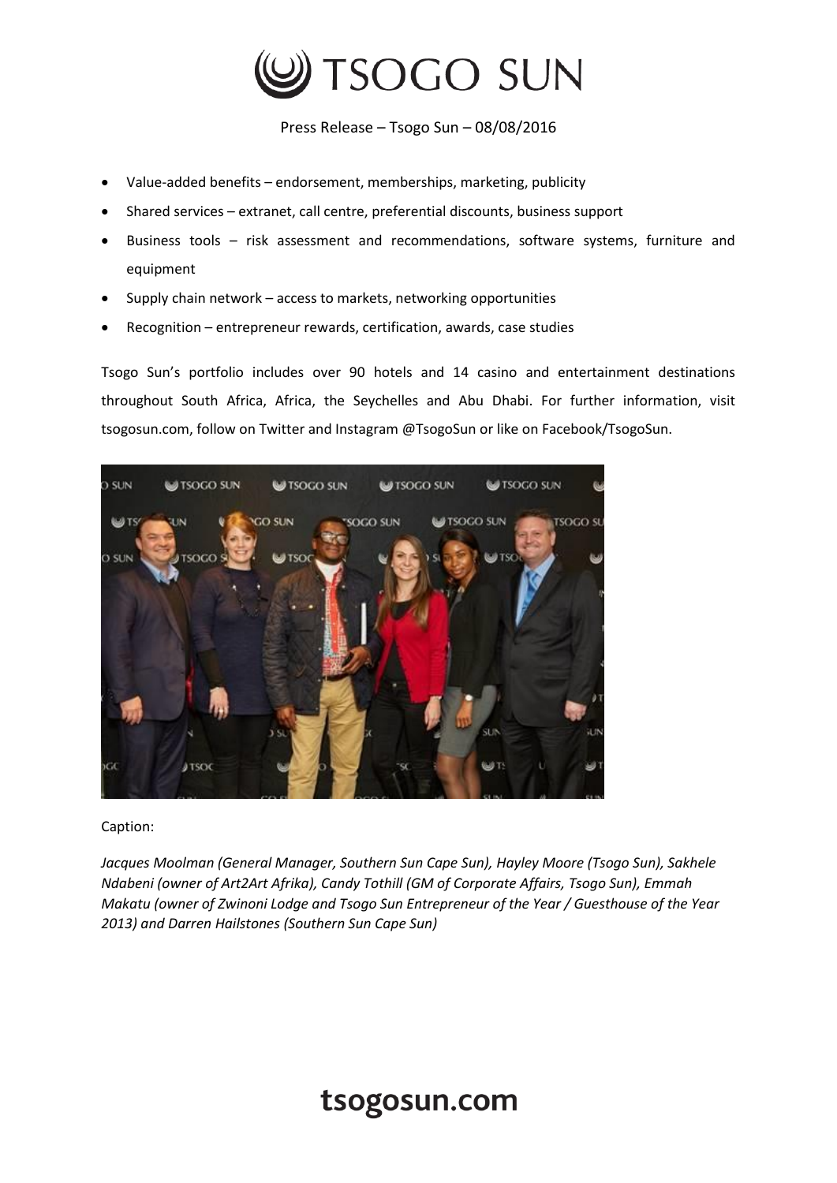- Value-added benefits – endorsement, memberships, marketing, publicity
- Shared services – extranet, call centre, preferential discounts, business support
- Business tools – risk assessment and recommendations, software systems, furniture and equipment
- Supply chain network – access to markets, networking opportunities
- Recognition – entrepreneur rewards, certification, awards, case studies

Tsogo Sun's portfolio includes over 90 hotels and 14 casino and entertainment destinations throughout South Africa, Africa, the Seychelles and Abu Dhabi. For further information, visit tsogosun.com, follow on Twitter and Instagram @TsogoSun or like on Facebook/TsogoSun.

Caption:

*Jacques Moolman (General Manager, Southern Sun Cape Sun), Hayley Moore (Tsogo Sun), Sakhele Ndabeni (owner of Art2Art Afrika), Candy Tothill (GM of Corporate Affairs, Tsogo Sun), Emmah Makatu (owner of Zwinoni Lodge and Tsogo Sun Entrepreneur of the Year / Guesthouse of the Year 2013) and Darren Hailstones (Southern Sun Cape Sun)*